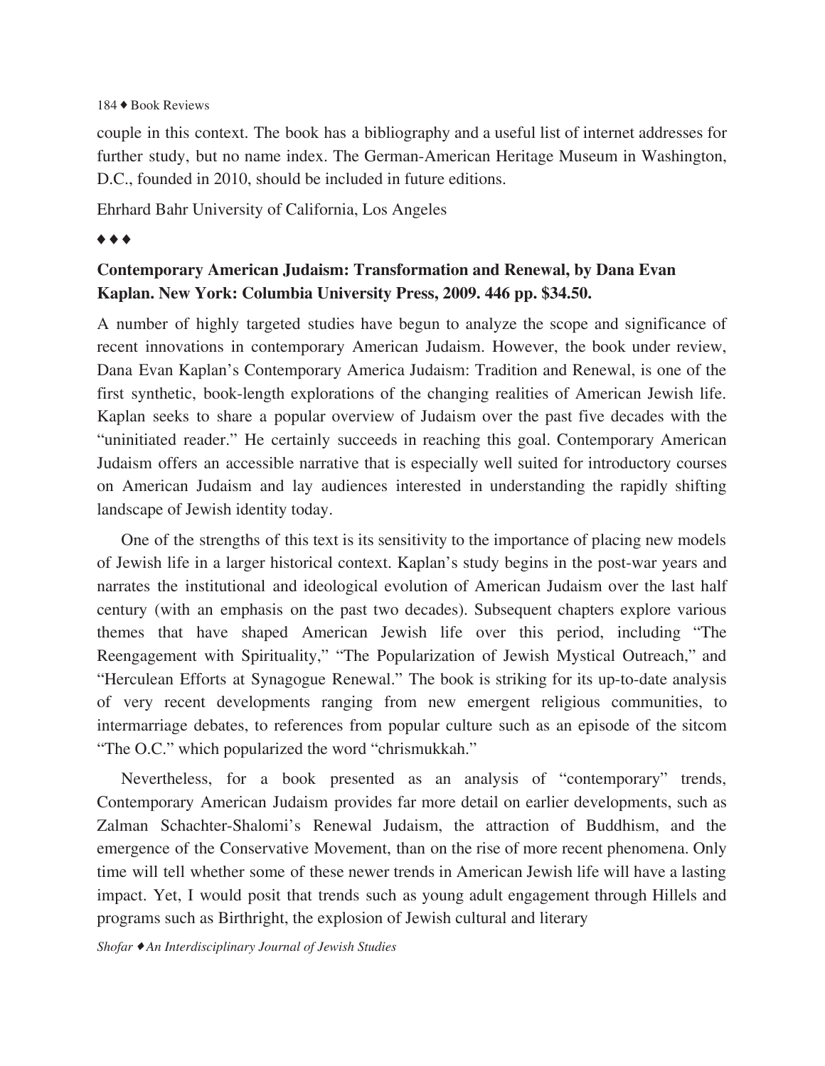couple in this context. The book has a bibliography and a useful list of internet addresses for further study, but no name index. The German-American Heritage Museum in Washington, D.C., founded in 2010, should be included in future editions.

Ehrhard Bahr University of California, Los Angeles

♦ ♦ ♦

**Contemporary American Judaism: Transformation and Renewal, by Dana Evan Kaplan. New York: Columbia University Press, 2009. 446 pp. $34.50.**

A number of highly targeted studies have begun to analyze the scope and significance of recent innovations in contemporary American Judaism. However, the book under review, Dana Evan Kaplan's Contemporary America Judaism: Tradition and Renewal, is one of the first synthetic, book-length explorations of the changing realities of American Jewish life. Kaplan seeks to share a popular overview of Judaism over the past five decades with the "uninitiated reader." He certainly succeeds in reaching this goal. Contemporary American Judaism offers an accessible narrative that is especially well suited for introductory courses on American Judaism and lay audiences interested in understanding the rapidly shifting landscape of Jewish identity today.

One of the strengths of this text is its sensitivity to the importance of placing new models of Jewish life in a larger historical context. Kaplan's study begins in the post-war years and narrates the institutional and ideological evolution of American Judaism over the last half century (with an emphasis on the past two decades). Subsequent chapters explore various themes that have shaped American Jewish life over this period, including "The Reengagement with Spirituality," "The Popularization of Jewish Mystical Outreach," and "Herculean Efforts at Synagogue Renewal." The book is striking for its up-to-date analysis of very recent developments ranging from new emergent religious communities, to intermarriage debates, to references from popular culture such as an episode of the sitcom "The O.C." which popularized the word "chrismukkah."

Nevertheless, for a book presented as an analysis of "contemporary" trends, Contemporary American Judaism provides far more detail on earlier developments, such as Zalman Schachter-Shalomi's Renewal Judaism, the attraction of Buddhism, and the emergence of the Conservative Movement, than on the rise of more recent phenomena. Only time will tell whether some of these newer trends in American Jewish life will have a lasting impact. Yet, I would posit that trends such as young adult engagement through Hillels and programs such as Birthright, the explosion of Jewish cultural and literary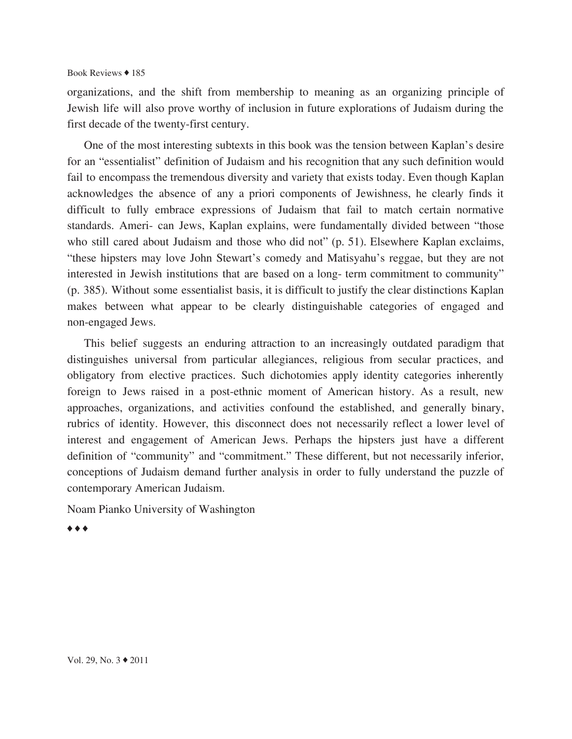organizations, and the shift from membership to meaning as an organizing principle of Jewish life will also prove worthy of inclusion in future explorations of Judaism during the first decade of the twenty-first century.

One of the most interesting subtexts in this book was the tension between Kaplan's desire for an "essentialist" definition of Judaism and his recognition that any such definition would fail to encompass the tremendous diversity and variety that exists today. Even though Kaplan acknowledges the absence of any a priori components of Jewishness, he clearly finds it difficult to fully embrace expressions of Judaism that fail to match certain normative standards. Ameri- can Jews, Kaplan explains, were fundamentally divided between "those who still cared about Judaism and those who did not" (p. 51). Elsewhere Kaplan exclaims, "these hipsters may love John Stewart's comedy and Matisyahu's reggae, but they are not interested in Jewish institutions that are based on a long- term commitment to community" (p. 385). Without some essentialist basis, it is difficult to justify the clear distinctions Kaplan makes between what appear to be clearly distinguishable categories of engaged and non-engaged Jews.

This belief suggests an enduring attraction to an increasingly outdated paradigm that distinguishes universal from particular allegiances, religious from secular practices, and obligatory from elective practices. Such dichotomies apply identity categories inherently foreign to Jews raised in a post-ethnic moment of American history. As a result, new approaches, organizations, and activities confound the established, and generally binary, rubrics of identity. However, this disconnect does not necessarily reflect a lower level of interest and engagement of American Jews. Perhaps the hipsters just have a different definition of "community" and "commitment." These different, but not necessarily inferior, conceptions of Judaism demand further analysis in order to fully understand the puzzle of contemporary American Judaism.

Noam Pianko University of Washington

♦ ♦ ♦